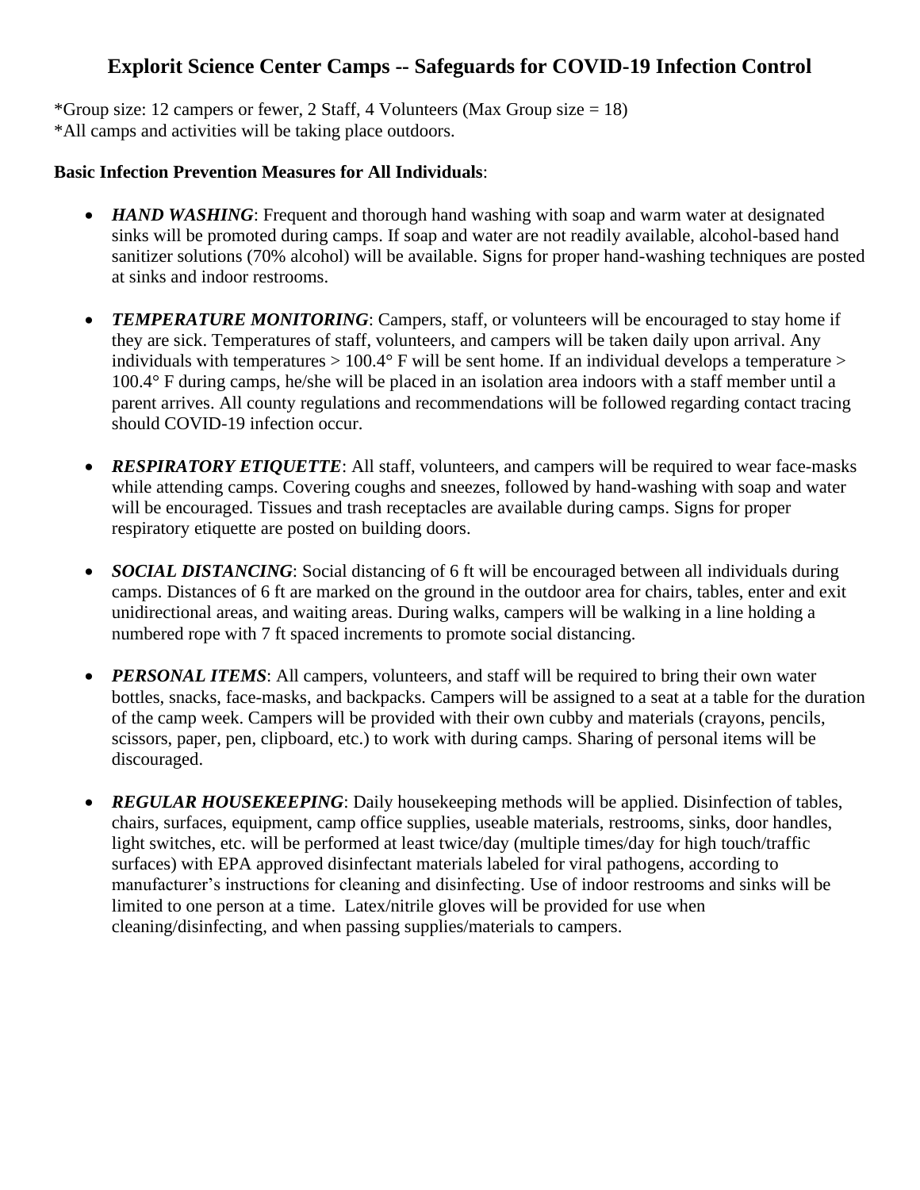# Explorit Science Center Camps -- Safeguards for COVID-19 Infection Control

*Group size: 12 campers or fewer, 2 Staff, 4 Volunteers (Max Group size = 18)
*All camps and activities will be taking place outdoors.

**Basic Infection Prevention Measures for All Individuals**:

- ***HAND WASHING***: Frequent and thorough hand washing with soap and warm water at designated sinks will be promoted during camps. If soap and water are not readily available, alcohol-based hand sanitizer solutions (70% alcohol) will be available. Signs for proper hand-washing techniques are posted at sinks and indoor restrooms.

- ***TEMPERATURE MONITORING***: Campers, staff, or volunteers will be encouraged to stay home if they are sick. Temperatures of staff, volunteers, and campers will be taken daily upon arrival. Any individuals with temperatures > 100.4° F will be sent home. If an individual develops a temperature > 100.4° F during camps, he/she will be placed in an isolation area indoors with a staff member until a parent arrives. All county regulations and recommendations will be followed regarding contact tracing should COVID-19 infection occur.

- ***RESPIRATORY ETIQUETTE***: All staff, volunteers, and campers will be required to wear face-masks while attending camps. Covering coughs and sneezes, followed by hand-washing with soap and water will be encouraged. Tissues and trash receptacles are available during camps. Signs for proper respiratory etiquette are posted on building doors.

- ***SOCIAL DISTANCING***: Social distancing of 6 ft will be encouraged between all individuals during camps. Distances of 6 ft are marked on the ground in the outdoor area for chairs, tables, enter and exit unidirectional areas, and waiting areas. During walks, campers will be walking in a line holding a numbered rope with 7 ft spaced increments to promote social distancing.

- ***PERSONAL ITEMS***: All campers, volunteers, and staff will be required to bring their own water bottles, snacks, face-masks, and backpacks. Campers will be assigned to a seat at a table for the duration of the camp week. Campers will be provided with their own cubby and materials (crayons, pencils, scissors, paper, pen, clipboard, etc.) to work with during camps. Sharing of personal items will be discouraged.

- ***REGULAR HOUSEKEEPING***: Daily housekeeping methods will be applied. Disinfection of tables, chairs, surfaces, equipment, camp office supplies, useable materials, restrooms, sinks, door handles, light switches, etc. will be performed at least twice/day (multiple times/day for high touch/traffic surfaces) with EPA approved disinfectant materials labeled for viral pathogens, according to manufacturer's instructions for cleaning and disinfecting. Use of indoor restrooms and sinks will be limited to one person at a time. Latex/nitrile gloves will be provided for use when cleaning/disinfecting, and when passing supplies/materials to campers.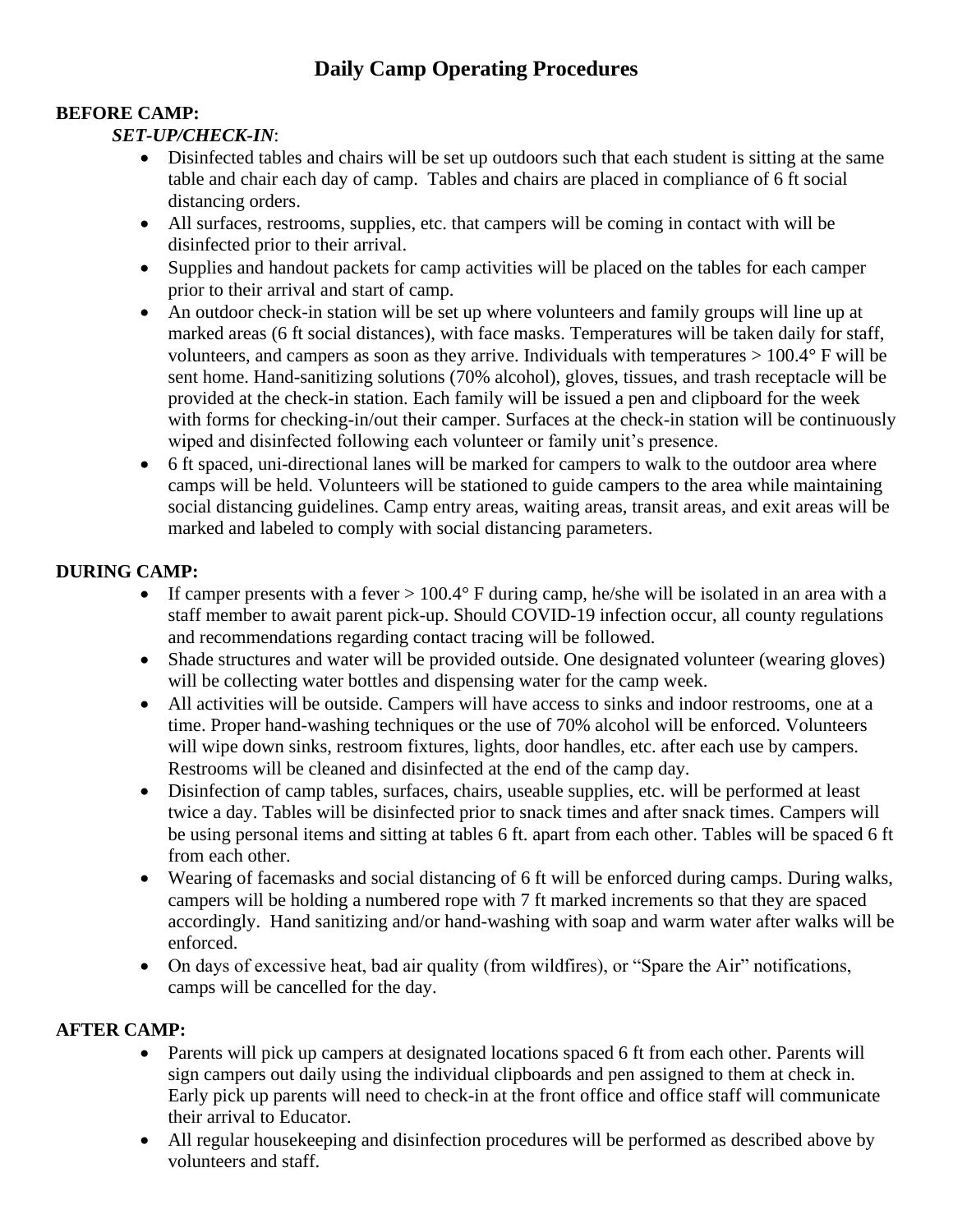# Daily Camp Operating Procedures

**BEFORE CAMP:**

***SET-UP/CHECK-IN***:

- Disinfected tables and chairs will be set up outdoors such that each student is sitting at the same table and chair each day of camp. Tables and chairs are placed in compliance of 6 ft social distancing orders.
- All surfaces, restrooms, supplies, etc. that campers will be coming in contact with will be disinfected prior to their arrival.
- Supplies and handout packets for camp activities will be placed on the tables for each camper prior to their arrival and start of camp.
- An outdoor check-in station will be set up where volunteers and family groups will line up at marked areas (6 ft social distances), with face masks. Temperatures will be taken daily for staff, volunteers, and campers as soon as they arrive. Individuals with temperatures > 100.4° F will be sent home. Hand-sanitizing solutions (70% alcohol), gloves, tissues, and trash receptacle will be provided at the check-in station. Each family will be issued a pen and clipboard for the week with forms for checking-in/out their camper. Surfaces at the check-in station will be continuously wiped and disinfected following each volunteer or family unit's presence.
- 6 ft spaced, uni-directional lanes will be marked for campers to walk to the outdoor area where camps will be held. Volunteers will be stationed to guide campers to the area while maintaining social distancing guidelines. Camp entry areas, waiting areas, transit areas, and exit areas will be marked and labeled to comply with social distancing parameters.

**DURING CAMP:**

- If camper presents with a fever > 100.4° F during camp, he/she will be isolated in an area with a staff member to await parent pick-up. Should COVID-19 infection occur, all county regulations and recommendations regarding contact tracing will be followed.
- Shade structures and water will be provided outside. One designated volunteer (wearing gloves) will be collecting water bottles and dispensing water for the camp week.
- All activities will be outside. Campers will have access to sinks and indoor restrooms, one at a time. Proper hand-washing techniques or the use of 70% alcohol will be enforced. Volunteers will wipe down sinks, restroom fixtures, lights, door handles, etc. after each use by campers. Restrooms will be cleaned and disinfected at the end of the camp day.
- Disinfection of camp tables, surfaces, chairs, useable supplies, etc. will be performed at least twice a day. Tables will be disinfected prior to snack times and after snack times. Campers will be using personal items and sitting at tables 6 ft. apart from each other. Tables will be spaced 6 ft from each other.
- Wearing of facemasks and social distancing of 6 ft will be enforced during camps. During walks, campers will be holding a numbered rope with 7 ft marked increments so that they are spaced accordingly. Hand sanitizing and/or hand-washing with soap and warm water after walks will be enforced.
- On days of excessive heat, bad air quality (from wildfires), or "Spare the Air" notifications, camps will be cancelled for the day.

**AFTER CAMP:**

- Parents will pick up campers at designated locations spaced 6 ft from each other. Parents will sign campers out daily using the individual clipboards and pen assigned to them at check in. Early pick up parents will need to check-in at the front office and office staff will communicate their arrival to Educator.
- All regular housekeeping and disinfection procedures will be performed as described above by volunteers and staff.